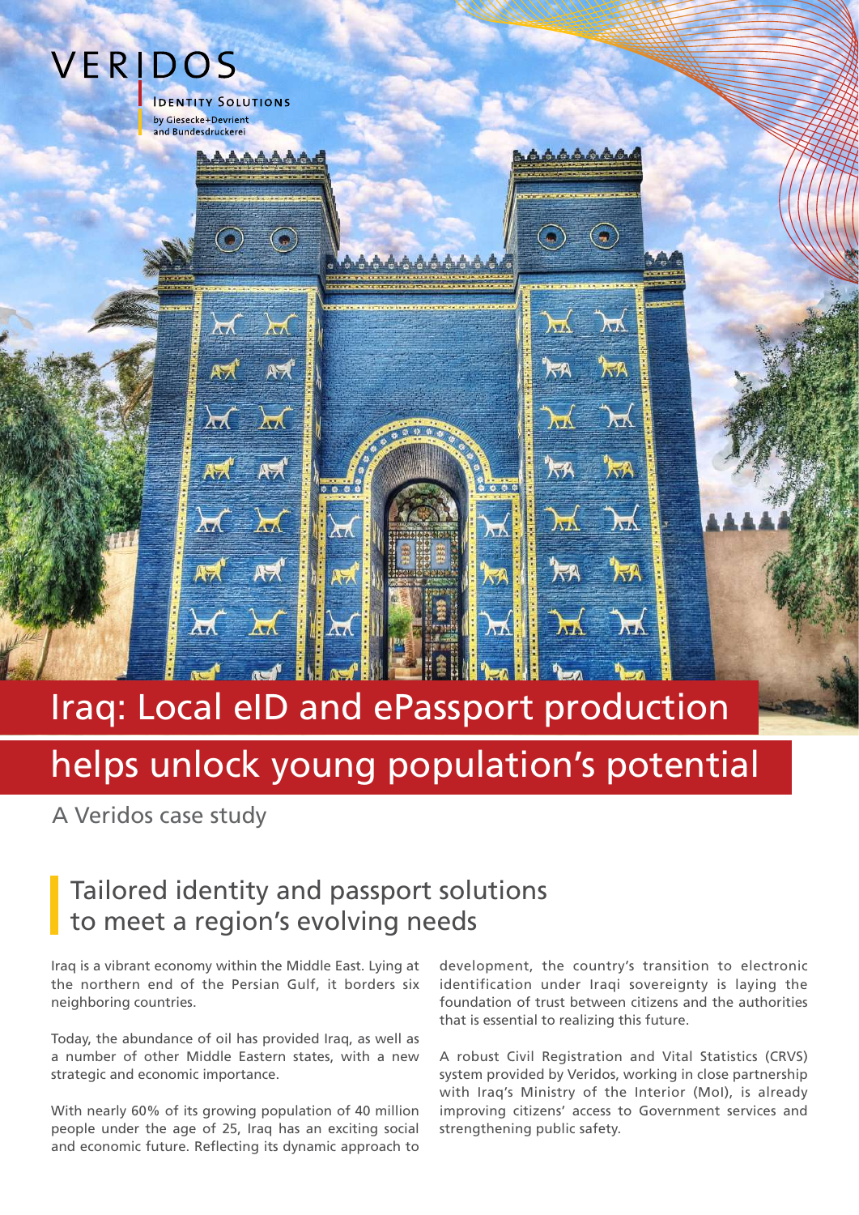VERIDOS

IDENTITY SOLUTIONS

by Giesecke+Devrient and Bundesdruckerei

# Iraq: Local eID and ePassport production helps unlock young population's potential

A Veridos case study

## Tailored identity and passport solutions to meet a region's evolving needs

Iraq is a vibrant economy within the Middle East. Lying at the northern end of the Persian Gulf, it borders six neighboring countries.

Today, the abundance of oil has provided Iraq, as well as a number of other Middle Eastern states, with a new strategic and economic importance.

With nearly 60% of its growing population of 40 million people under the age of 25, Iraq has an exciting social and economic future. Reflecting its dynamic approach to development, the country's transition to electronic identification under Iraqi sovereignty is laying the foundation of trust between citizens and the authorities that is essential to realizing this future.

A robust Civil Registration and Vital Statistics (CRVS) system provided by Veridos, working in close partnership with Iraq's Ministry of the Interior (MoI), is already improving citizens' access to Government services and strengthening public safety.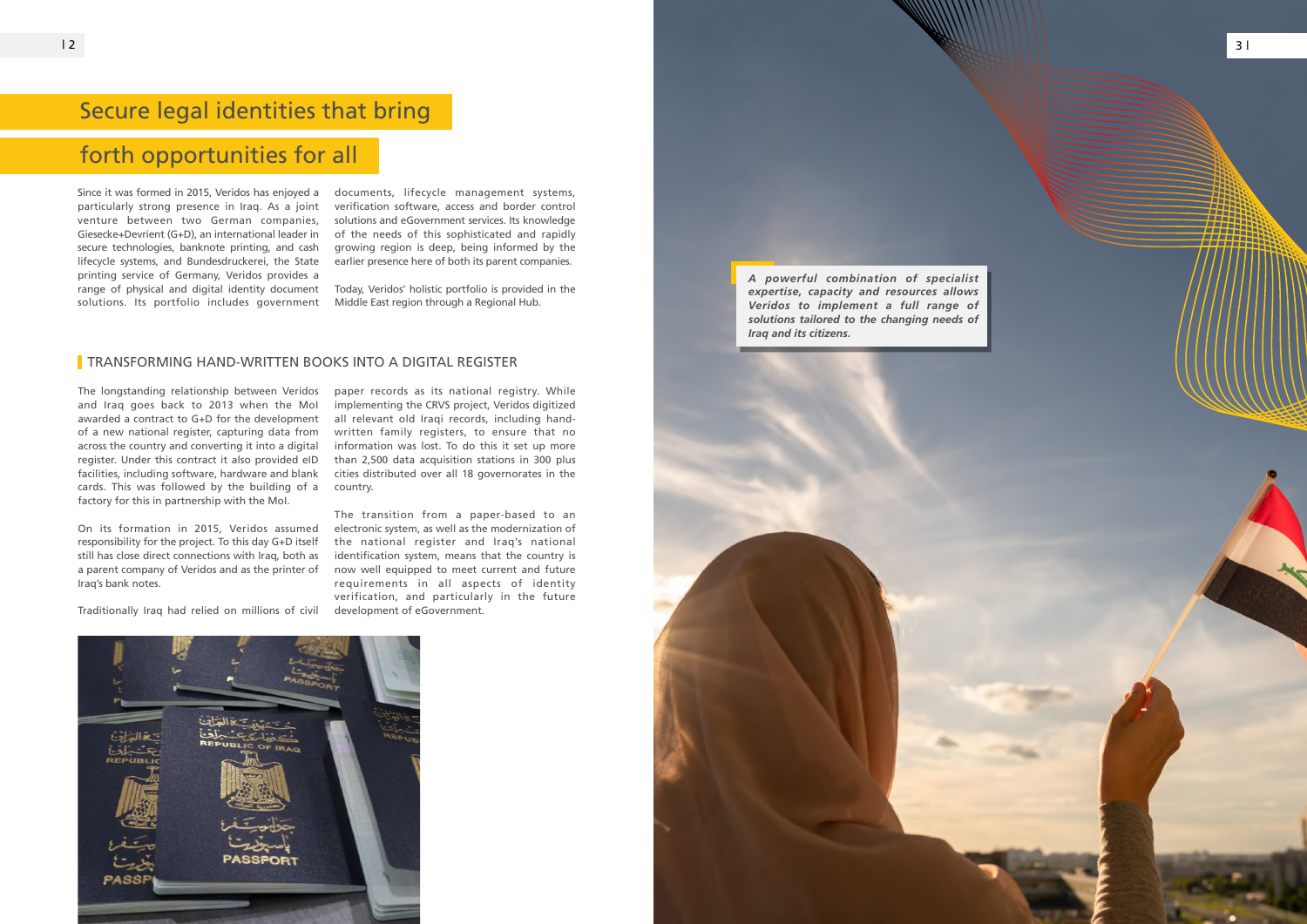# Secure legal identities that bring forth opportunities for all

Since it was formed in 2015, Veridos has enjoyed a particularly strong presence in Iraq. As a joint venture between two German companies, Giesecke+Devrient (G+D), an international leader in secure technologies, banknote printing, and cash lifecycle systems, and Bundesdruckerei, the State printing service of Germany, Veridos provides a range of physical and digital identity document solutions. Its portfolio includes government documents, lifecycle management systems, verification software, access and border control solutions and eGovernment services. Its knowledge of the needs of this sophisticated and rapidly growing region is deep, being informed by the earlier presence here of both its parent companies.

Today, Veridos' holistic portfolio is provided in the Middle East region through a Regional Hub.

## TRANSFORMING HAND-WRITTEN BOOKS INTO A DIGITAL REGISTER

The longstanding relationship between Veridos and Iraq goes back to 2013 when the MoI awarded a contract to G+D for the development of a new national register, capturing data from across the country and converting it into a digital register. Under this contract it also provided eID facilities, including software, hardware and blank cards. This was followed by the building of a factory for this in partnership with the MoI.

On its formation in 2015, Veridos assumed responsibility for the project. To this day G+D itself still has close direct connections with Iraq, both as a parent company of Veridos and as the printer of Iraq's bank notes.

Traditionally Iraq had relied on millions of civil paper records as its national registry. While implementing the CRVS project, Veridos digitized all relevant old Iraqi records, including hand-written family registers, to ensure that no information was lost. To do this it set up more than 2,500 data acquisition stations in 300 plus cities distributed over all 18 governorates in the country.

The transition from a paper-based to an electronic system, as well as the modernization of the national register and Iraq's national identification system, means that the country is now well equipped to meet current and future requirements in all aspects of identity verification, and particularly in the future development of eGovernment.

***A powerful combination of specialist expertise, capacity and resources allows Veridos to implement a full range of solutions tailored to the changing needs of Iraq and its citizens.***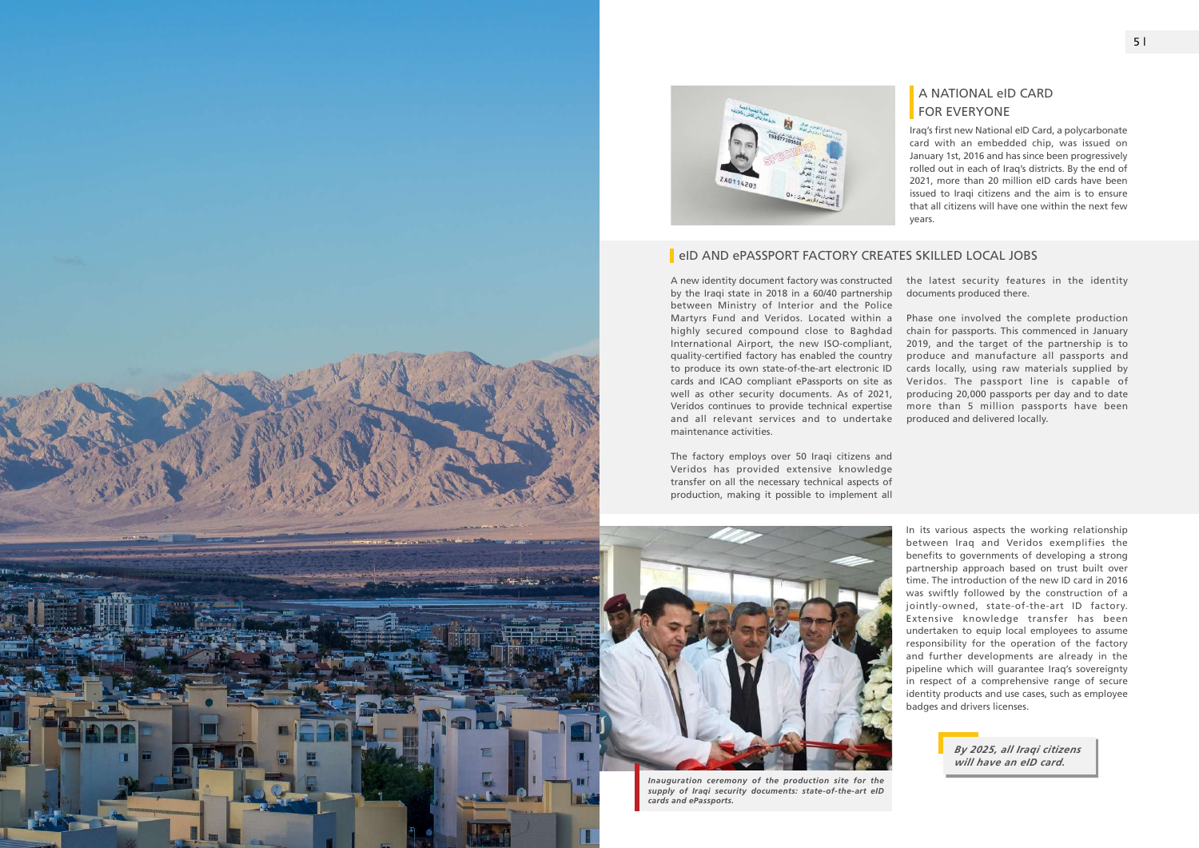## A NATIONAL eID CARD FOR EVERYONE

Iraq's first new National eID Card, a polycarbonate card with an embedded chip, was issued on January 1st, 2016 and has since been progressively rolled out in each of Iraq's districts. By the end of 2021, more than 20 million eID cards have been issued to Iraqi citizens and the aim is to ensure that all citizens will have one within the next few years.

## eID AND ePASSPORT FACTORY CREATES SKILLED LOCAL JOBS

A new identity document factory was constructed by the Iraqi state in 2018 in a 60/40 partnership between Ministry of Interior and the Police Martyrs Fund and Veridos. Located within a highly secured compound close to Baghdad International Airport, the new ISO-compliant, quality-certified factory has enabled the country to produce its own state-of-the-art electronic ID cards and ICAO compliant ePassports on site as well as other security documents. As of 2021, Veridos continues to provide technical expertise and all relevant services and to undertake maintenance activities.

The factory employs over 50 Iraqi citizens and Veridos has provided extensive knowledge transfer on all the necessary technical aspects of production, making it possible to implement all the latest security features in the identity documents produced there.

Phase one involved the complete production chain for passports. This commenced in January 2019, and the target of the partnership is to produce and manufacture all passports and cards locally, using raw materials supplied by Veridos. The passport line is capable of producing 20,000 passports per day and to date more than 5 million passports have been produced and delivered locally.

*Inauguration ceremony of the production site for the supply of Iraqi security documents: state-of-the-art eID cards and ePassports.*

In its various aspects the working relationship between Iraq and Veridos exemplifies the benefits to governments of developing a strong partnership approach based on trust built over time. The introduction of the new ID card in 2016 was swiftly followed by the construction of a jointly-owned, state-of-the-art ID factory. Extensive knowledge transfer has been undertaken to equip local employees to assume responsibility for the operation of the factory and further developments are already in the pipeline which will guarantee Iraq's sovereignty in respect of a comprehensive range of secure identity products and use cases, such as employee badges and drivers licenses.

***By 2025, all Iraqi citizens will have an eID card.***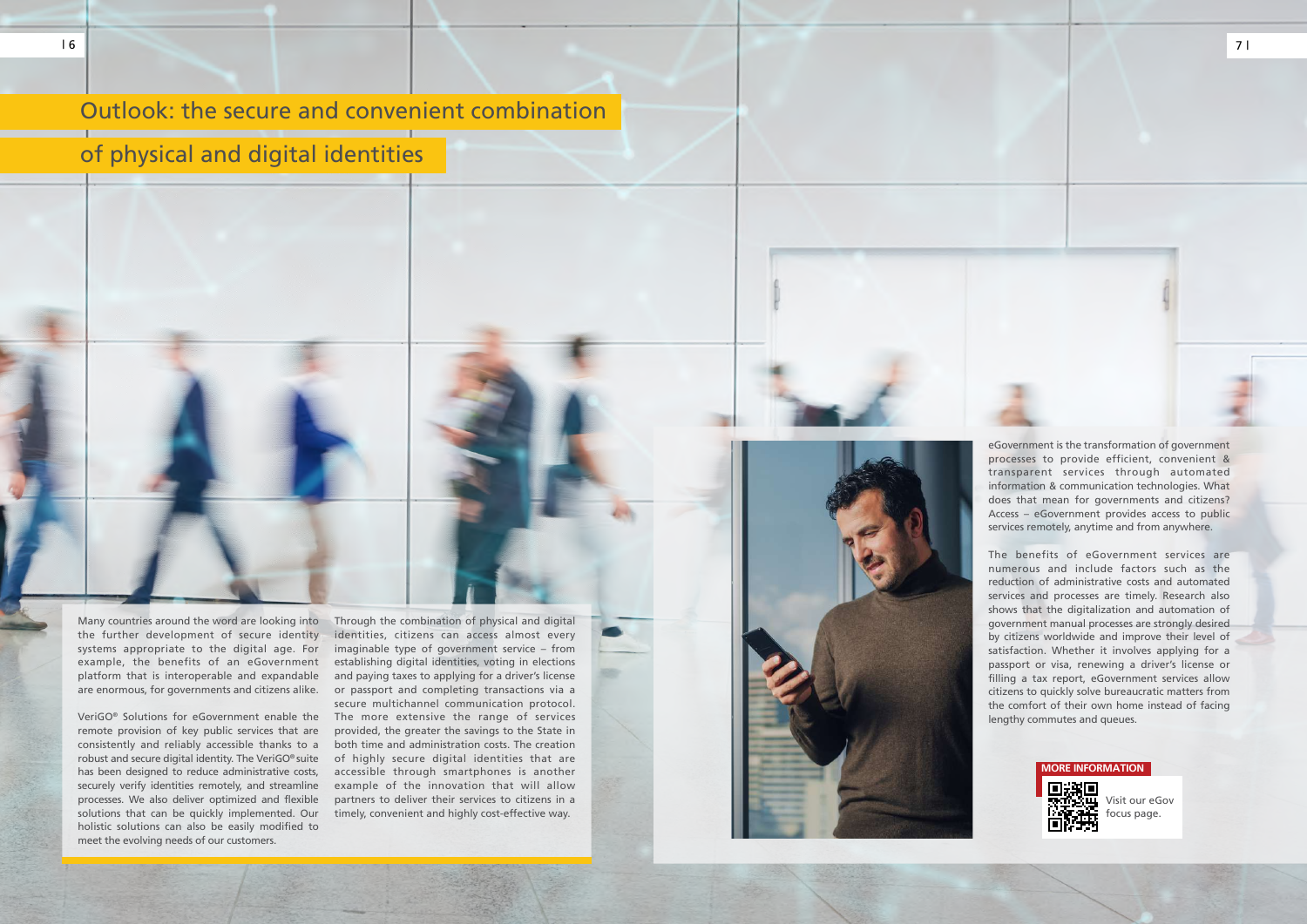# Outlook: the secure and convenient combination of physical and digital identities

Many countries around the word are looking into the further development of secure identity systems appropriate to the digital age. For example, the benefits of an eGovernment platform that is interoperable and expandable are enormous, for governments and citizens alike.

VeriGO® Solutions for eGovernment enable the remote provision of key public services that are consistently and reliably accessible thanks to a robust and secure digital identity. The VeriGO® suite has been designed to reduce administrative costs, securely verify identities remotely, and streamline processes. We also deliver optimized and flexible solutions that can be quickly implemented. Our holistic solutions can also be easily modified to meet the evolving needs of our customers.

Through the combination of physical and digital identities, citizens can access almost every imaginable type of government service – from establishing digital identities, voting in elections and paying taxes to applying for a driver's license or passport and completing transactions via a secure multichannel communication protocol. The more extensive the range of services provided, the greater the savings to the State in both time and administration costs. The creation of highly secure digital identities that are accessible through smartphones is another example of the innovation that will allow partners to deliver their services to citizens in a timely, convenient and highly cost-effective way.

eGovernment is the transformation of government processes to provide efficient, convenient & transparent services through automated information & communication technologies. What does that mean for governments and citizens? Access – eGovernment provides access to public services remotely, anytime and from anywhere.

The benefits of eGovernment services are numerous and include factors such as the reduction of administrative costs and automated services and processes are timely. Research also shows that the digitalization and automation of government manual processes are strongly desired by citizens worldwide and improve their level of satisfaction. Whether it involves applying for a passport or visa, renewing a driver's license or filling a tax report, eGovernment services allow citizens to quickly solve bureaucratic matters from the comfort of their own home instead of facing lengthy commutes and queues.

**MORE INFORMATION**

Visit our eGov focus page.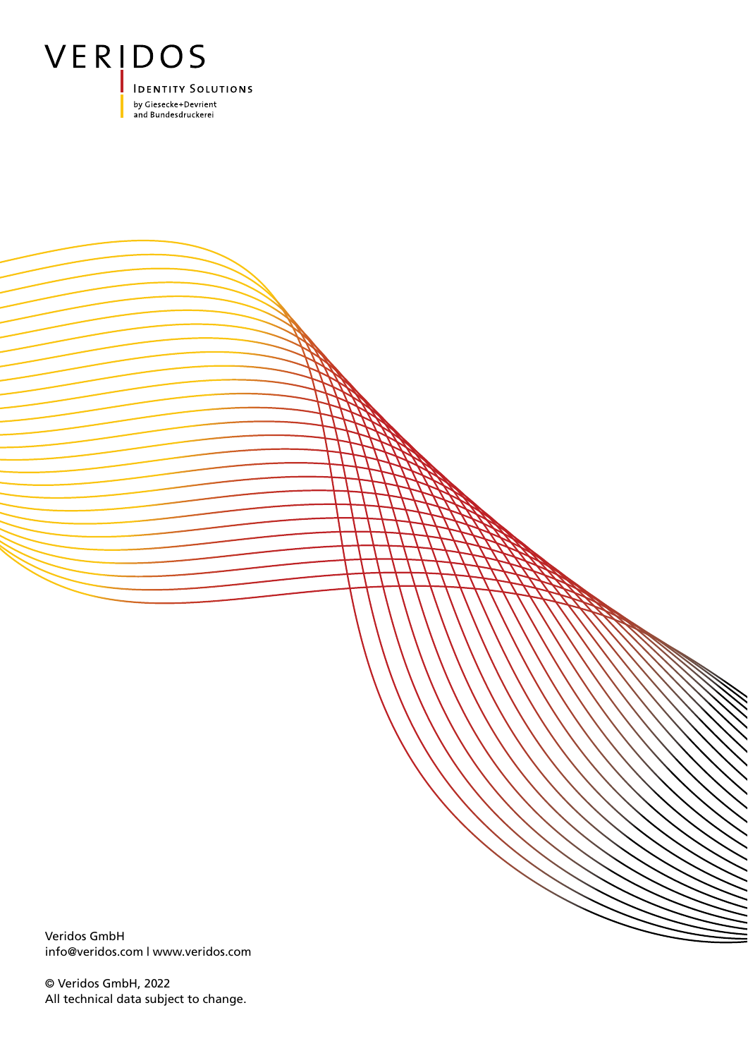VERIDOS

IDENTITY SOLUTIONS

by Giesecke+Devrient
and Bundesdruckerei

Veridos GmbH
info@veridos.com | www.veridos.com

© Veridos GmbH, 2022
All technical data subject to change.